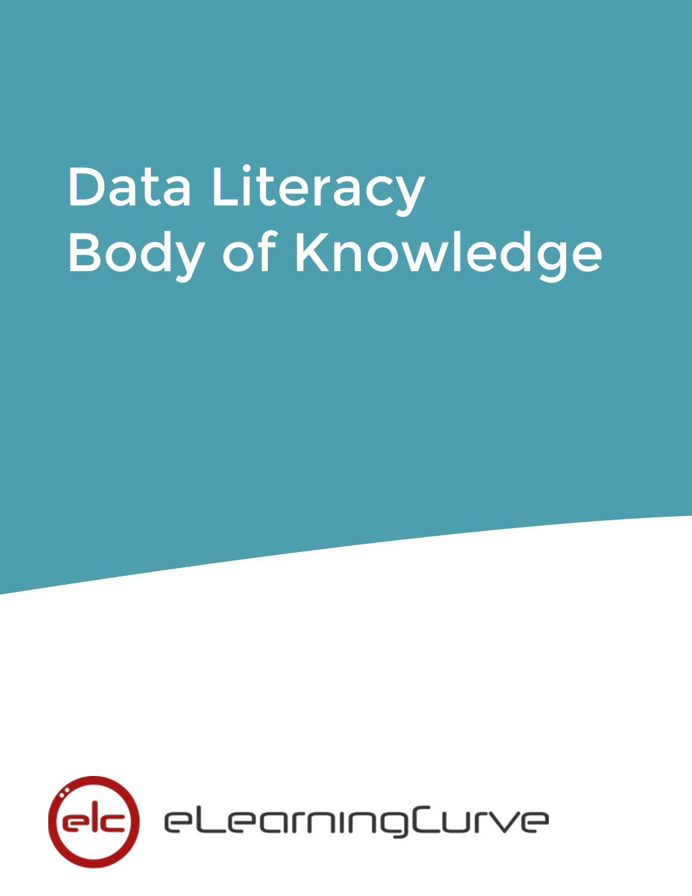# Data Literacy Body of Knowledge

eLearningCurve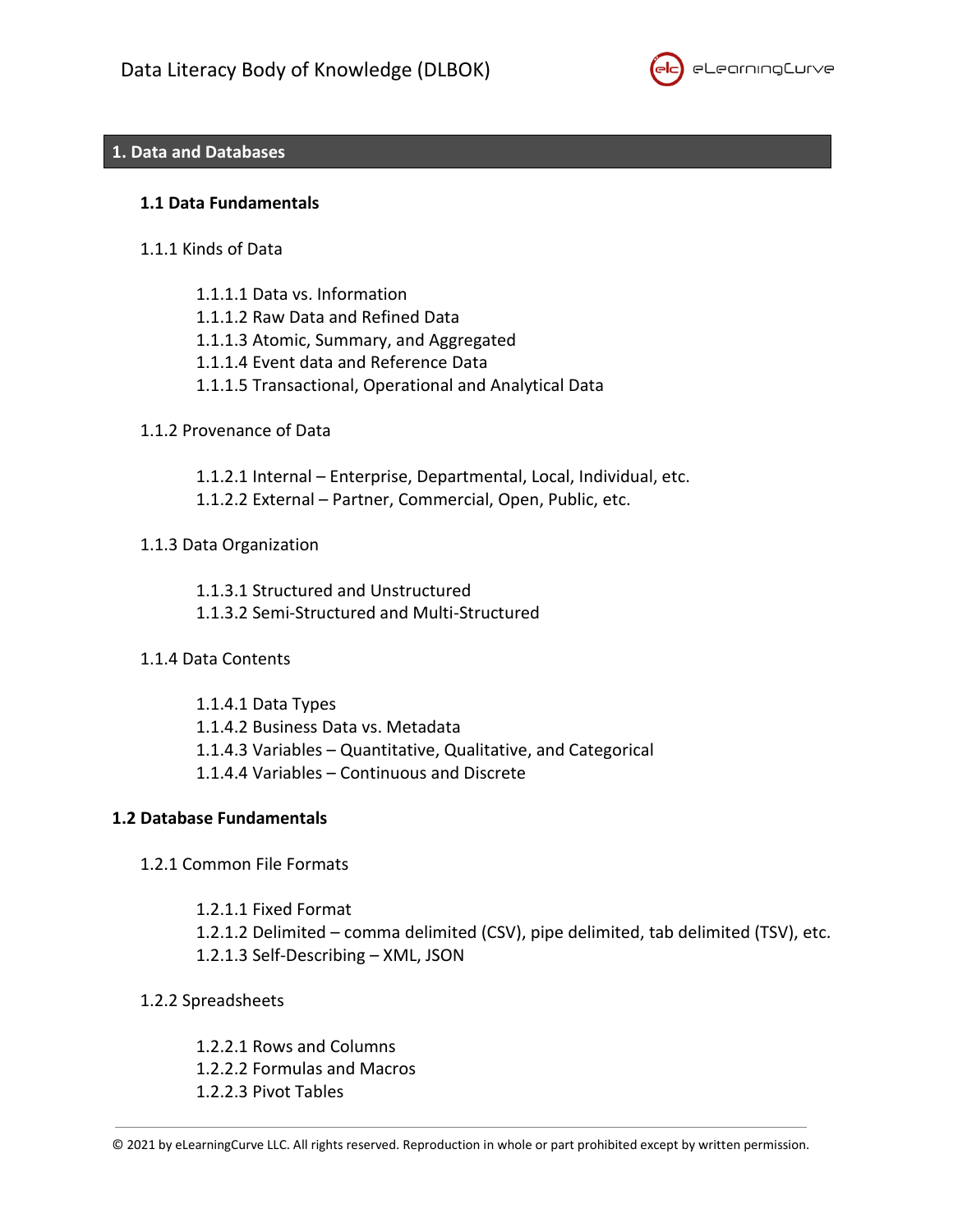## 1. Data and Databases

### 1.1 Data Fundamentals

1.1.1 Kinds of Data

- 1.1.1.1 Data vs. Information
- 1.1.1.2 Raw Data and Refined Data
- 1.1.1.3 Atomic, Summary, and Aggregated
- 1.1.1.4 Event data and Reference Data
- 1.1.1.5 Transactional, Operational and Analytical Data

1.1.2 Provenance of Data

- 1.1.2.1 Internal – Enterprise, Departmental, Local, Individual, etc.
- 1.1.2.2 External – Partner, Commercial, Open, Public, etc.

1.1.3 Data Organization

- 1.1.3.1 Structured and Unstructured
- 1.1.3.2 Semi-Structured and Multi-Structured

1.1.4 Data Contents

- 1.1.4.1 Data Types
- 1.1.4.2 Business Data vs. Metadata
- 1.1.4.3 Variables – Quantitative, Qualitative, and Categorical
- 1.1.4.4 Variables – Continuous and Discrete

### 1.2 Database Fundamentals

1.2.1 Common File Formats

- 1.2.1.1 Fixed Format
- 1.2.1.2 Delimited – comma delimited (CSV), pipe delimited, tab delimited (TSV), etc.
- 1.2.1.3 Self-Describing – XML, JSON

1.2.2 Spreadsheets

- 1.2.2.1 Rows and Columns
- 1.2.2.2 Formulas and Macros
- 1.2.2.3 Pivot Tables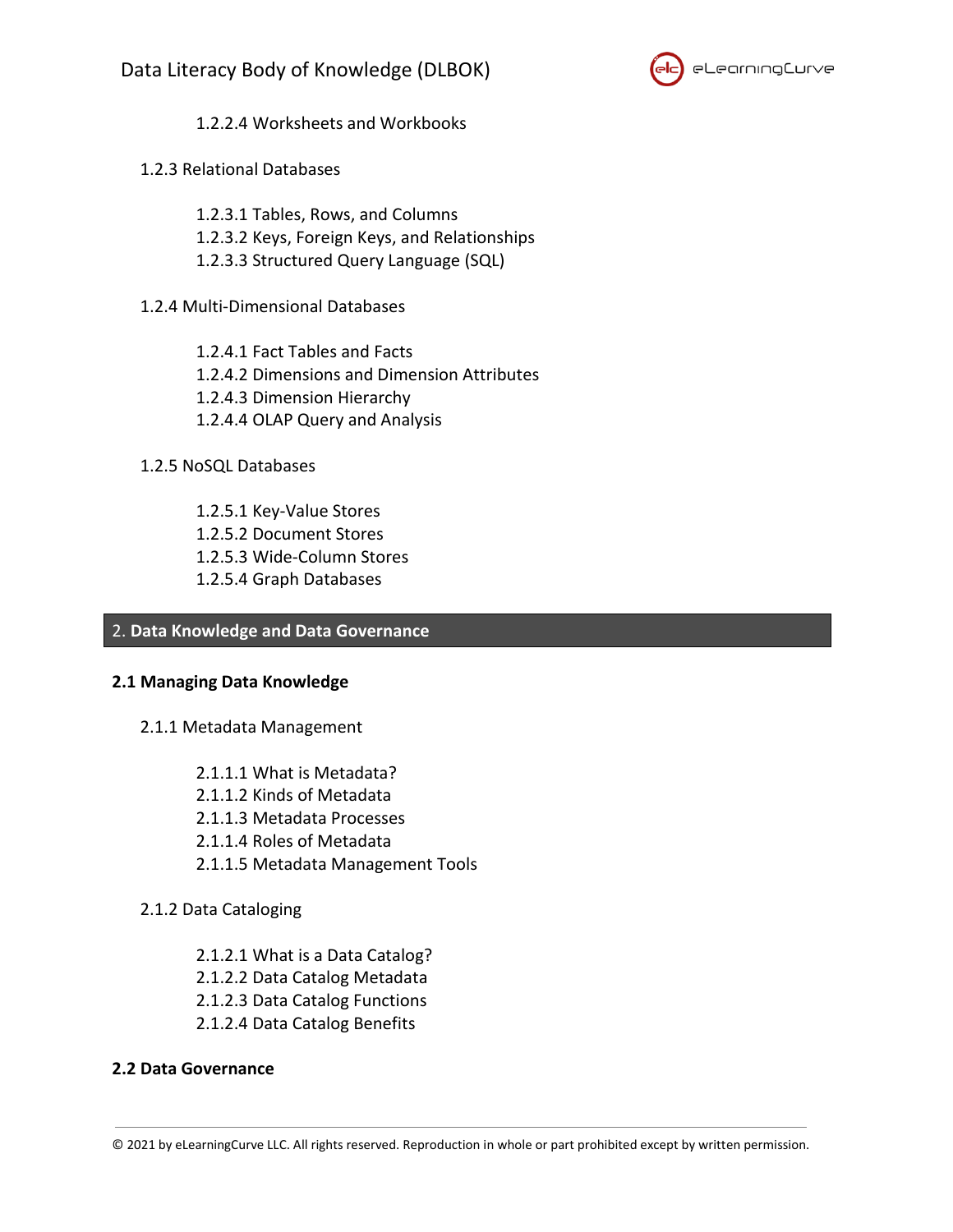1.2.2.4 Worksheets and Workbooks

1.2.3 Relational Databases

1.2.3.1 Tables, Rows, and Columns
1.2.3.2 Keys, Foreign Keys, and Relationships
1.2.3.3 Structured Query Language (SQL)

1.2.4 Multi-Dimensional Databases

1.2.4.1 Fact Tables and Facts
1.2.4.2 Dimensions and Dimension Attributes
1.2.4.3 Dimension Hierarchy
1.2.4.4 OLAP Query and Analysis

1.2.5 NoSQL Databases

1.2.5.1 Key-Value Stores
1.2.5.2 Document Stores
1.2.5.3 Wide-Column Stores
1.2.5.4 Graph Databases

# 2. Data Knowledge and Data Governance

## 2.1 Managing Data Knowledge

2.1.1 Metadata Management

2.1.1.1 What is Metadata?
2.1.1.2 Kinds of Metadata
2.1.1.3 Metadata Processes
2.1.1.4 Roles of Metadata
2.1.1.5 Metadata Management Tools

2.1.2 Data Cataloging

2.1.2.1 What is a Data Catalog?
2.1.2.2 Data Catalog Metadata
2.1.2.3 Data Catalog Functions
2.1.2.4 Data Catalog Benefits

## 2.2 Data Governance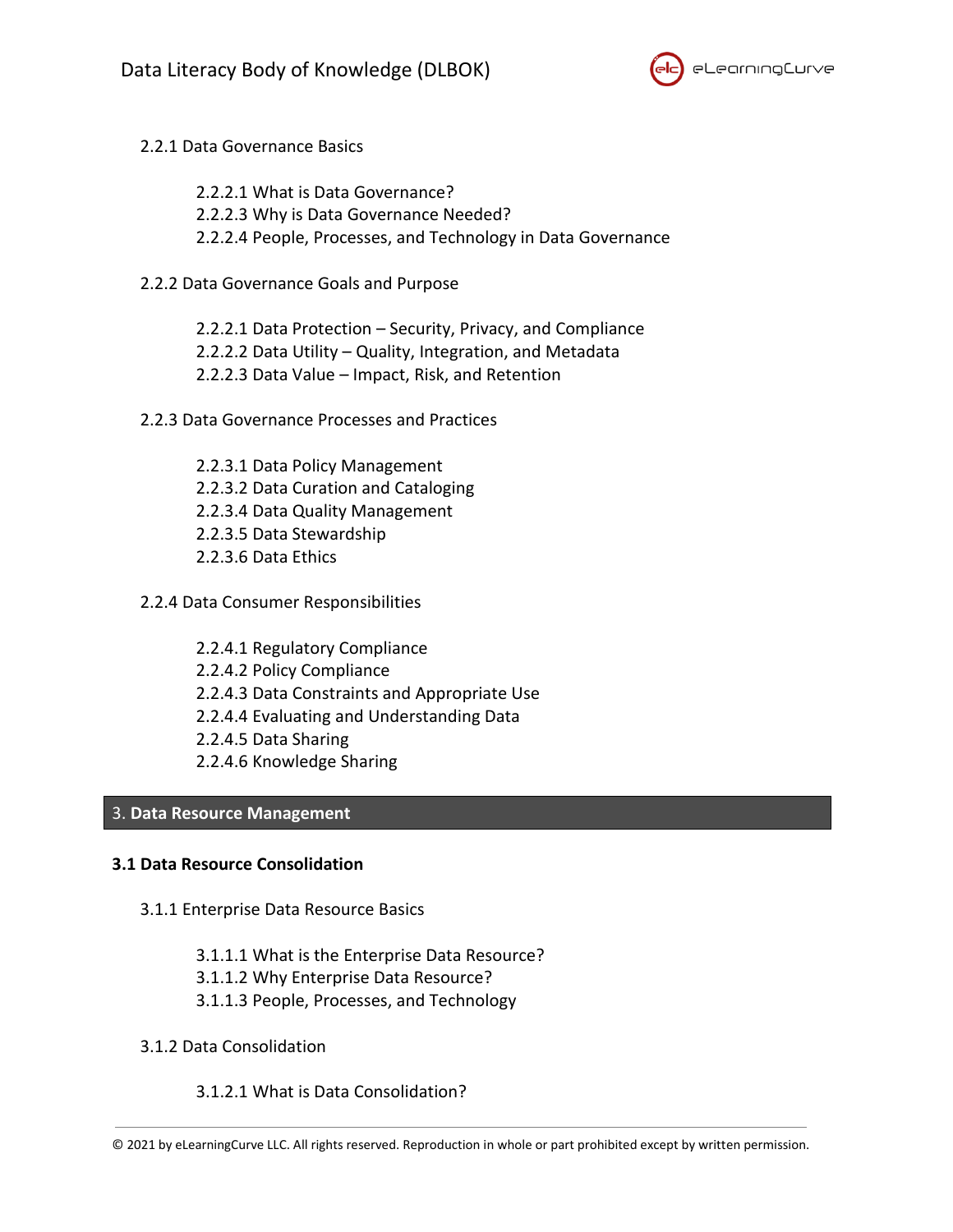2.2.1 Data Governance Basics

- 2.2.2.1 What is Data Governance?
- 2.2.2.3 Why is Data Governance Needed?
- 2.2.2.4 People, Processes, and Technology in Data Governance

2.2.2 Data Governance Goals and Purpose

- 2.2.2.1 Data Protection – Security, Privacy, and Compliance
- 2.2.2.2 Data Utility – Quality, Integration, and Metadata
- 2.2.2.3 Data Value – Impact, Risk, and Retention

2.2.3 Data Governance Processes and Practices

- 2.2.3.1 Data Policy Management
- 2.2.3.2 Data Curation and Cataloging
- 2.2.3.4 Data Quality Management
- 2.2.3.5 Data Stewardship
- 2.2.3.6 Data Ethics

2.2.4 Data Consumer Responsibilities

- 2.2.4.1 Regulatory Compliance
- 2.2.4.2 Policy Compliance
- 2.2.4.3 Data Constraints and Appropriate Use
- 2.2.4.4 Evaluating and Understanding Data
- 2.2.4.5 Data Sharing
- 2.2.4.6 Knowledge Sharing

## 3. **Data Resource Management**

### 3.1 Data Resource Consolidation

3.1.1 Enterprise Data Resource Basics

- 3.1.1.1 What is the Enterprise Data Resource?
- 3.1.1.2 Why Enterprise Data Resource?
- 3.1.1.3 People, Processes, and Technology

3.1.2 Data Consolidation

- 3.1.2.1 What is Data Consolidation?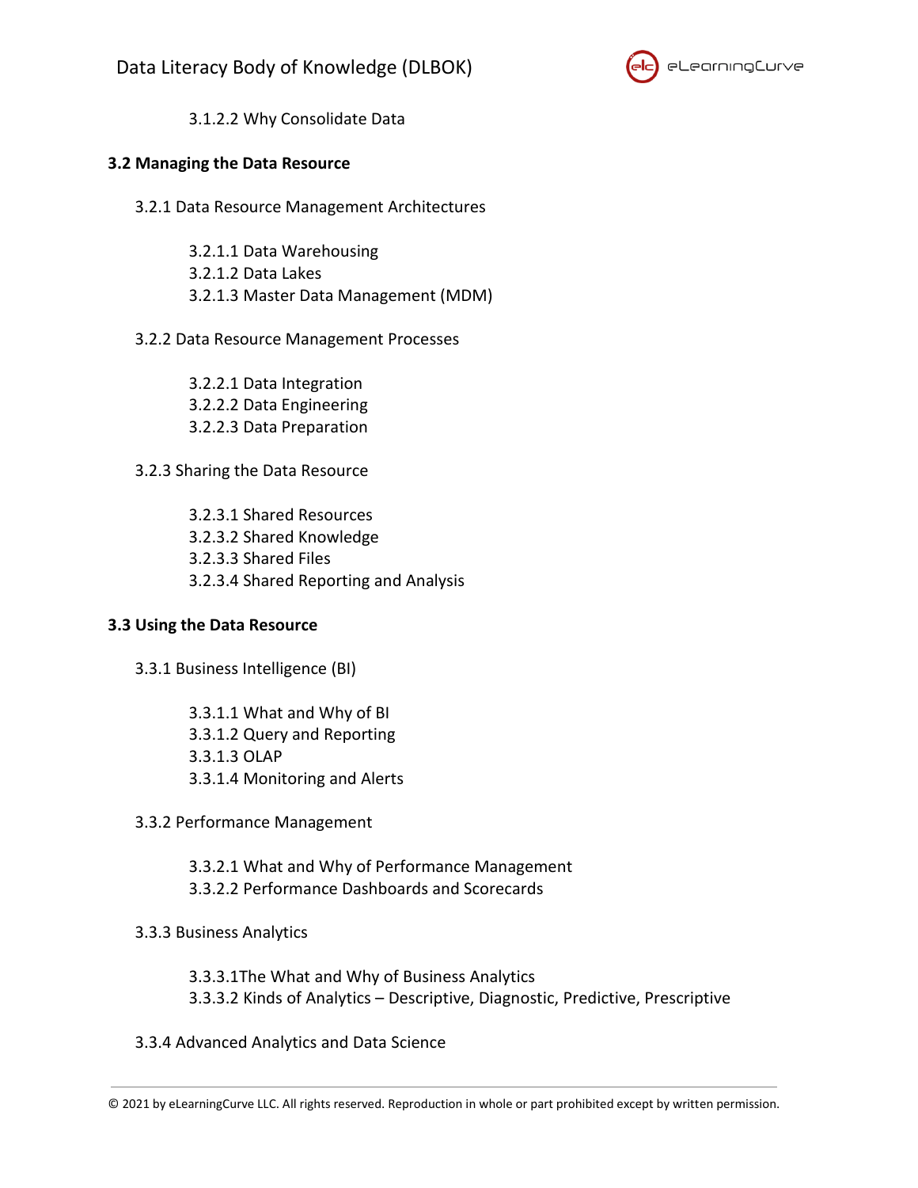3.1.2.2 Why Consolidate Data

**3.2 Managing the Data Resource**

3.2.1 Data Resource Management Architectures

3.2.1.1 Data Warehousing
3.2.1.2 Data Lakes
3.2.1.3 Master Data Management (MDM)

3.2.2 Data Resource Management Processes

3.2.2.1 Data Integration
3.2.2.2 Data Engineering
3.2.2.3 Data Preparation

3.2.3 Sharing the Data Resource

3.2.3.1 Shared Resources
3.2.3.2 Shared Knowledge
3.2.3.3 Shared Files
3.2.3.4 Shared Reporting and Analysis

**3.3 Using the Data Resource**

3.3.1 Business Intelligence (BI)

3.3.1.1 What and Why of BI
3.3.1.2 Query and Reporting
3.3.1.3 OLAP
3.3.1.4 Monitoring and Alerts

3.3.2 Performance Management

3.3.2.1 What and Why of Performance Management
3.3.2.2 Performance Dashboards and Scorecards

3.3.3 Business Analytics

3.3.3.1The What and Why of Business Analytics
3.3.3.2 Kinds of Analytics – Descriptive, Diagnostic, Predictive, Prescriptive

3.3.4 Advanced Analytics and Data Science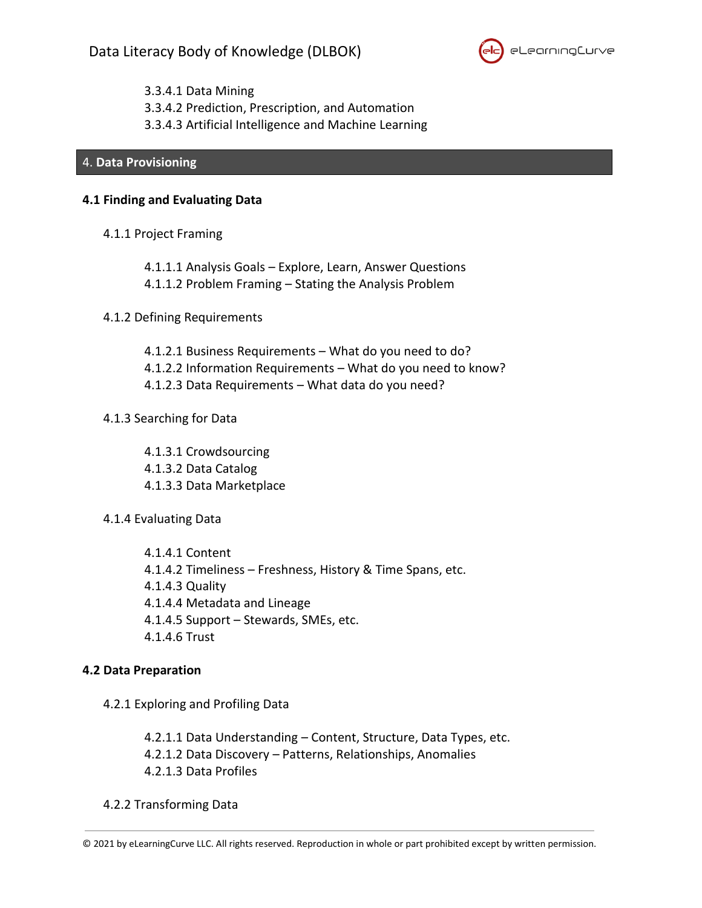3.3.4.1 Data Mining
3.3.4.2 Prediction, Prescription, and Automation
3.3.4.3 Artificial Intelligence and Machine Learning

# 4. Data Provisioning

## 4.1 Finding and Evaluating Data

### 4.1.1 Project Framing

4.1.1.1 Analysis Goals – Explore, Learn, Answer Questions
4.1.1.2 Problem Framing – Stating the Analysis Problem

### 4.1.2 Defining Requirements

4.1.2.1 Business Requirements – What do you need to do?
4.1.2.2 Information Requirements – What do you need to know?
4.1.2.3 Data Requirements – What data do you need?

### 4.1.3 Searching for Data

4.1.3.1 Crowdsourcing
4.1.3.2 Data Catalog
4.1.3.3 Data Marketplace

### 4.1.4 Evaluating Data

4.1.4.1 Content
4.1.4.2 Timeliness – Freshness, History & Time Spans, etc.
4.1.4.3 Quality
4.1.4.4 Metadata and Lineage
4.1.4.5 Support – Stewards, SMEs, etc.
4.1.4.6 Trust

## 4.2 Data Preparation

### 4.2.1 Exploring and Profiling Data

4.2.1.1 Data Understanding – Content, Structure, Data Types, etc.
4.2.1.2 Data Discovery – Patterns, Relationships, Anomalies
4.2.1.3 Data Profiles

### 4.2.2 Transforming Data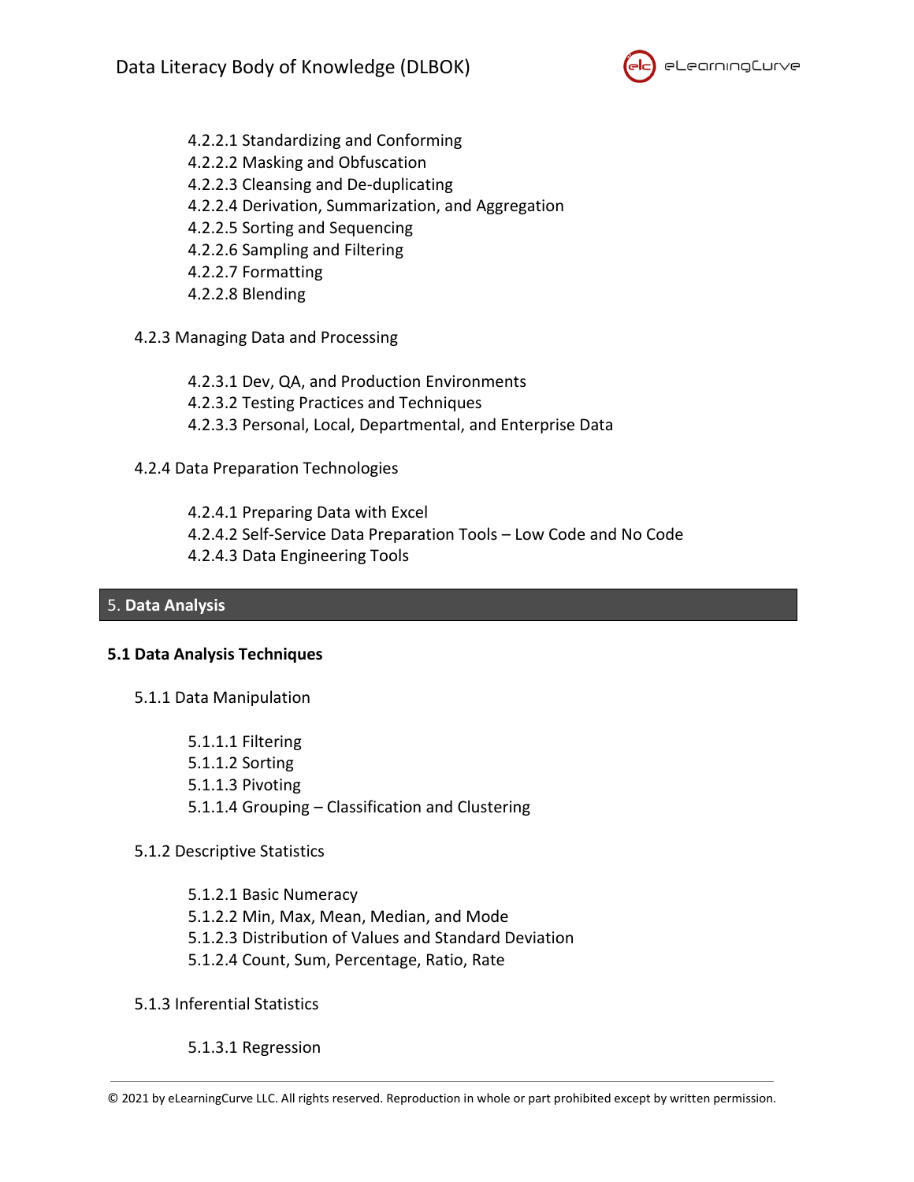4.2.2.1 Standardizing and Conforming
4.2.2.2 Masking and Obfuscation
4.2.2.3 Cleansing and De-duplicating
4.2.2.4 Derivation, Summarization, and Aggregation
4.2.2.5 Sorting and Sequencing
4.2.2.6 Sampling and Filtering
4.2.2.7 Formatting
4.2.2.8 Blending

### 4.2.3 Managing Data and Processing

4.2.3.1 Dev, QA, and Production Environments
4.2.3.2 Testing Practices and Techniques
4.2.3.3 Personal, Local, Departmental, and Enterprise Data

### 4.2.4 Data Preparation Technologies

4.2.4.1 Preparing Data with Excel
4.2.4.2 Self-Service Data Preparation Tools – Low Code and No Code
4.2.4.3 Data Engineering Tools

# 5. Data Analysis

## 5.1 Data Analysis Techniques

### 5.1.1 Data Manipulation

5.1.1.1 Filtering
5.1.1.2 Sorting
5.1.1.3 Pivoting
5.1.1.4 Grouping – Classification and Clustering

### 5.1.2 Descriptive Statistics

5.1.2.1 Basic Numeracy
5.1.2.2 Min, Max, Mean, Median, and Mode
5.1.2.3 Distribution of Values and Standard Deviation
5.1.2.4 Count, Sum, Percentage, Ratio, Rate

### 5.1.3 Inferential Statistics

5.1.3.1 Regression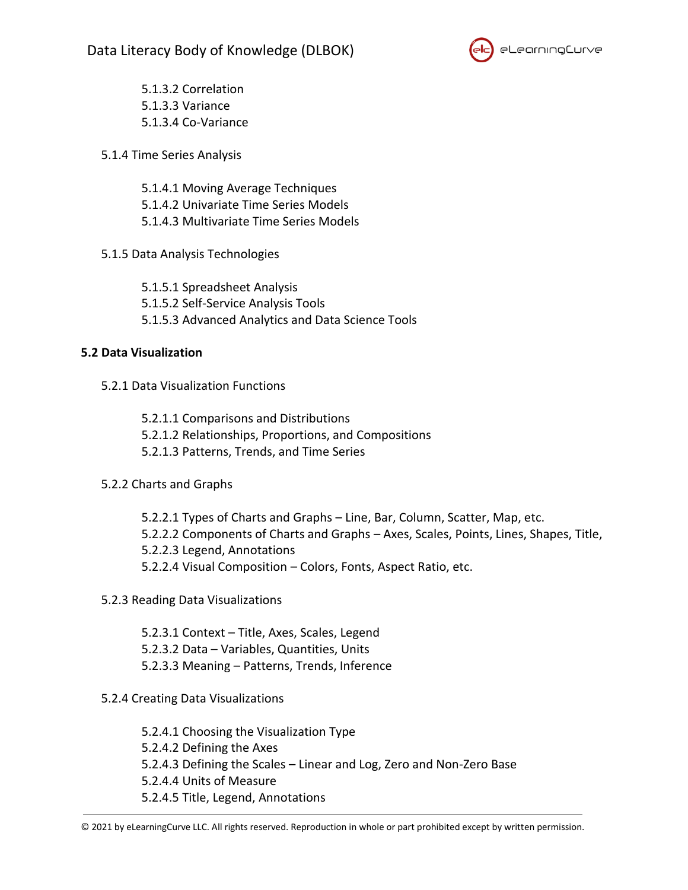5.1.3.2 Correlation
5.1.3.3 Variance
5.1.3.4 Co-Variance

5.1.4 Time Series Analysis

5.1.4.1 Moving Average Techniques
5.1.4.2 Univariate Time Series Models
5.1.4.3 Multivariate Time Series Models

5.1.5 Data Analysis Technologies

5.1.5.1 Spreadsheet Analysis
5.1.5.2 Self-Service Analysis Tools
5.1.5.3 Advanced Analytics and Data Science Tools

**5.2 Data Visualization**

5.2.1 Data Visualization Functions

5.2.1.1 Comparisons and Distributions
5.2.1.2 Relationships, Proportions, and Compositions
5.2.1.3 Patterns, Trends, and Time Series

5.2.2 Charts and Graphs

5.2.2.1 Types of Charts and Graphs – Line, Bar, Column, Scatter, Map, etc.
5.2.2.2 Components of Charts and Graphs – Axes, Scales, Points, Lines, Shapes, Title,
5.2.2.3 Legend, Annotations
5.2.2.4 Visual Composition – Colors, Fonts, Aspect Ratio, etc.

5.2.3 Reading Data Visualizations

5.2.3.1 Context – Title, Axes, Scales, Legend
5.2.3.2 Data – Variables, Quantities, Units
5.2.3.3 Meaning – Patterns, Trends, Inference

5.2.4 Creating Data Visualizations

5.2.4.1 Choosing the Visualization Type
5.2.4.2 Defining the Axes
5.2.4.3 Defining the Scales – Linear and Log, Zero and Non-Zero Base
5.2.4.4 Units of Measure
5.2.4.5 Title, Legend, Annotations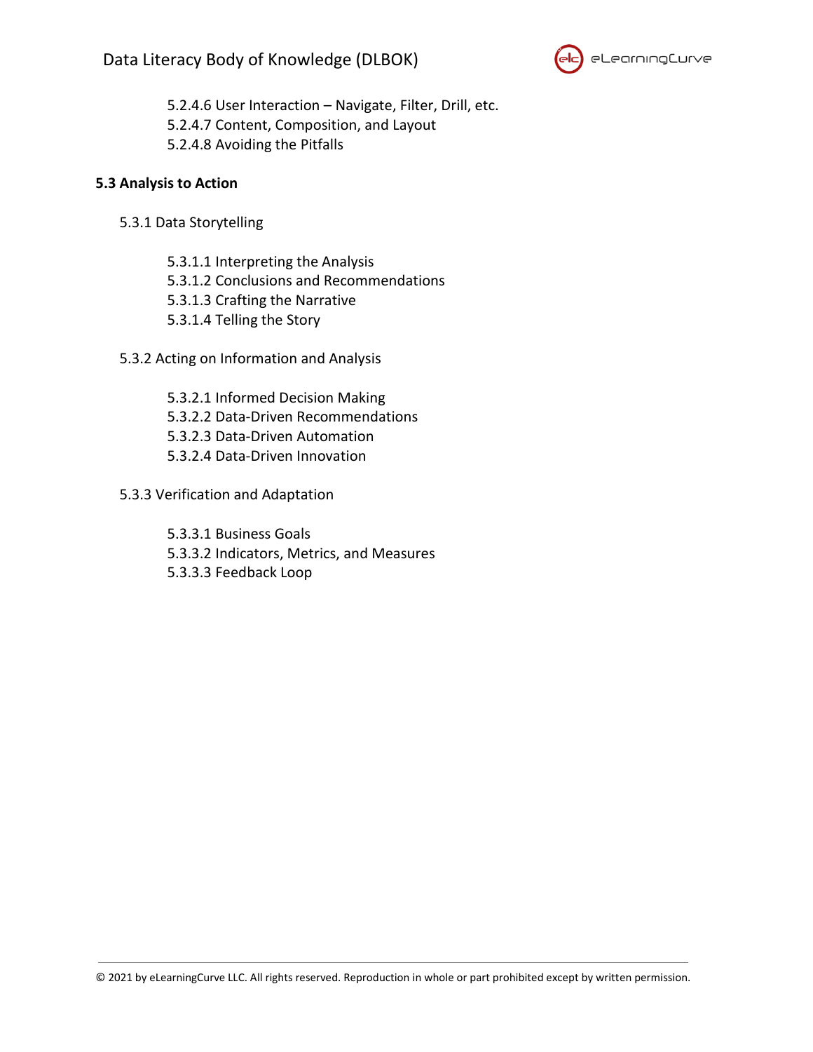5.2.4.6 User Interaction – Navigate, Filter, Drill, etc.
5.2.4.7 Content, Composition, and Layout
5.2.4.8 Avoiding the Pitfalls

**5.3 Analysis to Action**

5.3.1 Data Storytelling

5.3.1.1 Interpreting the Analysis
5.3.1.2 Conclusions and Recommendations
5.3.1.3 Crafting the Narrative
5.3.1.4 Telling the Story

5.3.2 Acting on Information and Analysis

5.3.2.1 Informed Decision Making
5.3.2.2 Data-Driven Recommendations
5.3.2.3 Data-Driven Automation
5.3.2.4 Data-Driven Innovation

5.3.3 Verification and Adaptation

5.3.3.1 Business Goals
5.3.3.2 Indicators, Metrics, and Measures
5.3.3.3 Feedback Loop